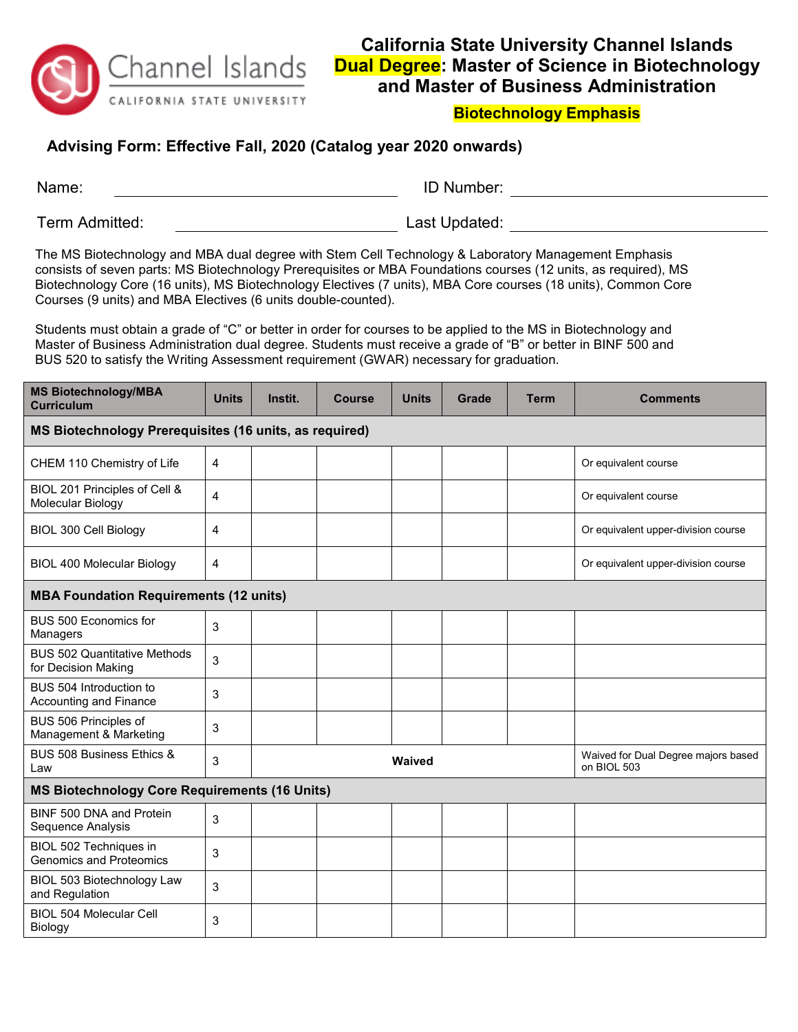# California State University Channel Islands
# Dual Degree: Master of Science in Biotechnology and Master of Business Administration

## Biotechnology Emphasis

### Advising Form: Effective Fall, 2020 (Catalog year 2020 onwards)

Name: ______________________ ID Number: ______________________

Term Admitted: ______________________ Last Updated: ______________________

The MS Biotechnology and MBA dual degree with Stem Cell Technology & Laboratory Management Emphasis consists of seven parts: MS Biotechnology Prerequisites or MBA Foundations courses (12 units, as required), MS Biotechnology Core (16 units), MS Biotechnology Electives (7 units), MBA Core courses (18 units), Common Core Courses (9 units) and MBA Electives (6 units double-counted).

Students must obtain a grade of "C" or better in order for courses to be applied to the MS in Biotechnology and Master of Business Administration dual degree. Students must receive a grade of "B" or better in BINF 500 and BUS 520 to satisfy the Writing Assessment requirement (GWAR) necessary for graduation.

| MS Biotechnology/MBA Curriculum | Units | Instit. | Course | Units | Grade | Term | Comments |
|---|---|---|---|---|---|---|---|
| **MS Biotechnology Prerequisites (16 units, as required)** | | | | | | | |
| CHEM 110 Chemistry of Life | 4 | | | | | | Or equivalent course |
| BIOL 201 Principles of Cell & Molecular Biology | 4 | | | | | | Or equivalent course |
| BIOL 300 Cell Biology | 4 | | | | | | Or equivalent upper-division course |
| BIOL 400 Molecular Biology | 4 | | | | | | Or equivalent upper-division course |
| **MBA Foundation Requirements (12 units)** | | | | | | | |
| BUS 500 Economics for Managers | 3 | | | | | | |
| BUS 502 Quantitative Methods for Decision Making | 3 | | | | | | |
| BUS 504 Introduction to Accounting and Finance | 3 | | | | | | |
| BUS 506 Principles of Management & Marketing | 3 | | | | | | |
| BUS 508 Business Ethics & Law | 3 | **Waived** | | | | | Waived for Dual Degree majors based on BIOL 503 |
| **MS Biotechnology Core Requirements (16 Units)** | | | | | | | |
| BINF 500 DNA and Protein Sequence Analysis | 3 | | | | | | |
| BIOL 502 Techniques in Genomics and Proteomics | 3 | | | | | | |
| BIOL 503 Biotechnology Law and Regulation | 3 | | | | | | |
| BIOL 504 Molecular Cell Biology | 3 | | | | | | |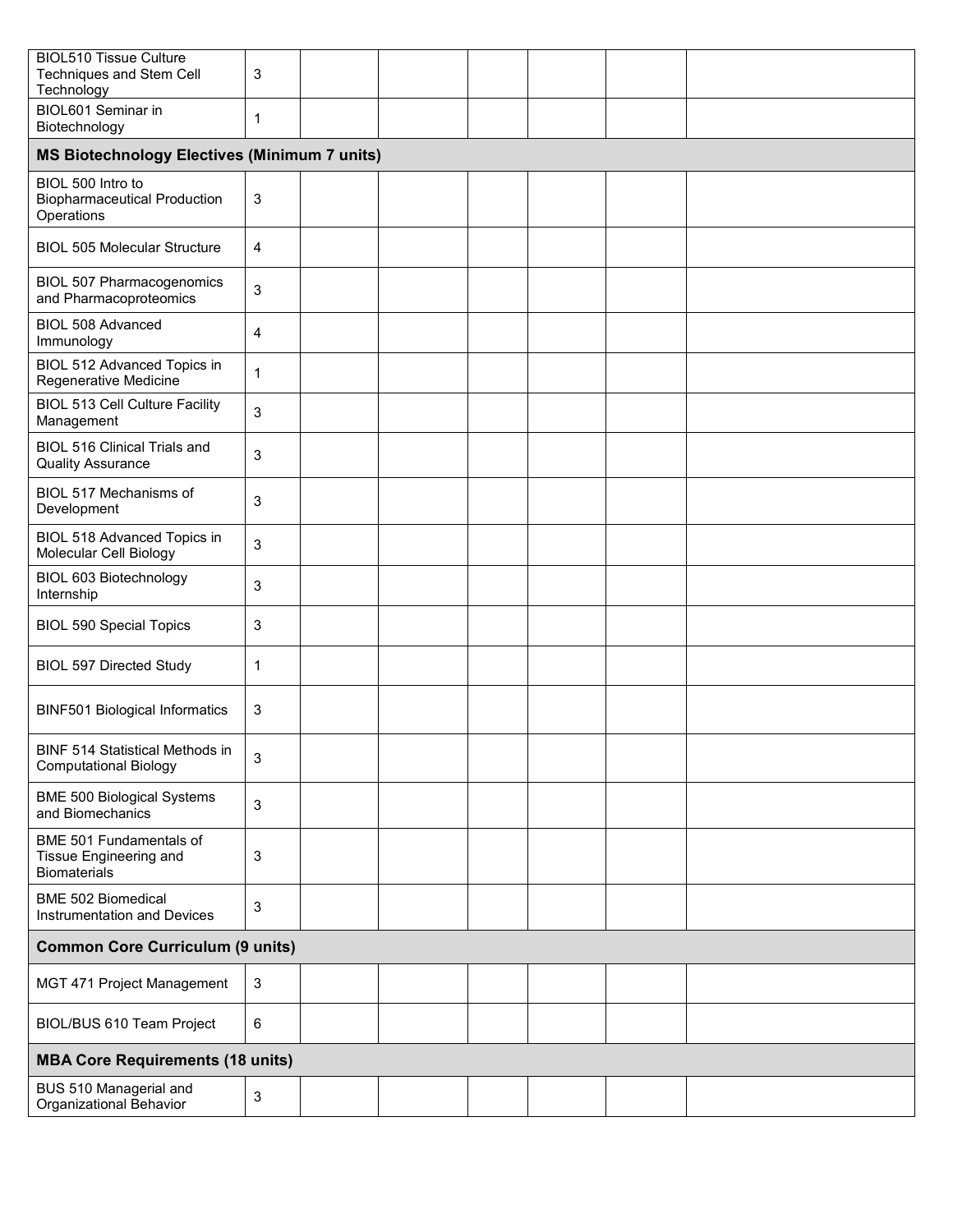| | | | | | | | |
|---|---|---|---|---|---|---|---|
| BIOL510 Tissue Culture Techniques and Stem Cell Technology | 3 | | | | | | |
| BIOL601 Seminar in Biotechnology | 1 | | | | | | |
| **MS Biotechnology Electives (Minimum 7 units)** | | | | | | | |
| BIOL 500 Intro to Biopharmaceutical Production Operations | 3 | | | | | | |
| BIOL 505 Molecular Structure | 4 | | | | | | |
| BIOL 507 Pharmacogenomics and Pharmacoproteomics | 3 | | | | | | |
| BIOL 508 Advanced Immunology | 4 | | | | | | |
| BIOL 512 Advanced Topics in Regenerative Medicine | 1 | | | | | | |
| BIOL 513 Cell Culture Facility Management | 3 | | | | | | |
| BIOL 516 Clinical Trials and Quality Assurance | 3 | | | | | | |
| BIOL 517 Mechanisms of Development | 3 | | | | | | |
| BIOL 518 Advanced Topics in Molecular Cell Biology | 3 | | | | | | |
| BIOL 603 Biotechnology Internship | 3 | | | | | | |
| BIOL 590 Special Topics | 3 | | | | | | |
| BIOL 597 Directed Study | 1 | | | | | | |
| BINF501 Biological Informatics | 3 | | | | | | |
| BINF 514 Statistical Methods in Computational Biology | 3 | | | | | | |
| BME 500 Biological Systems and Biomechanics | 3 | | | | | | |
| BME 501 Fundamentals of Tissue Engineering and Biomaterials | 3 | | | | | | |
| BME 502 Biomedical Instrumentation and Devices | 3 | | | | | | |
| **Common Core Curriculum (9 units)** | | | | | | | |
| MGT 471 Project Management | 3 | | | | | | |
| BIOL/BUS 610 Team Project | 6 | | | | | | |
| **MBA Core Requirements (18 units)** | | | | | | | |
| BUS 510 Managerial and Organizational Behavior | 3 | | | | | | |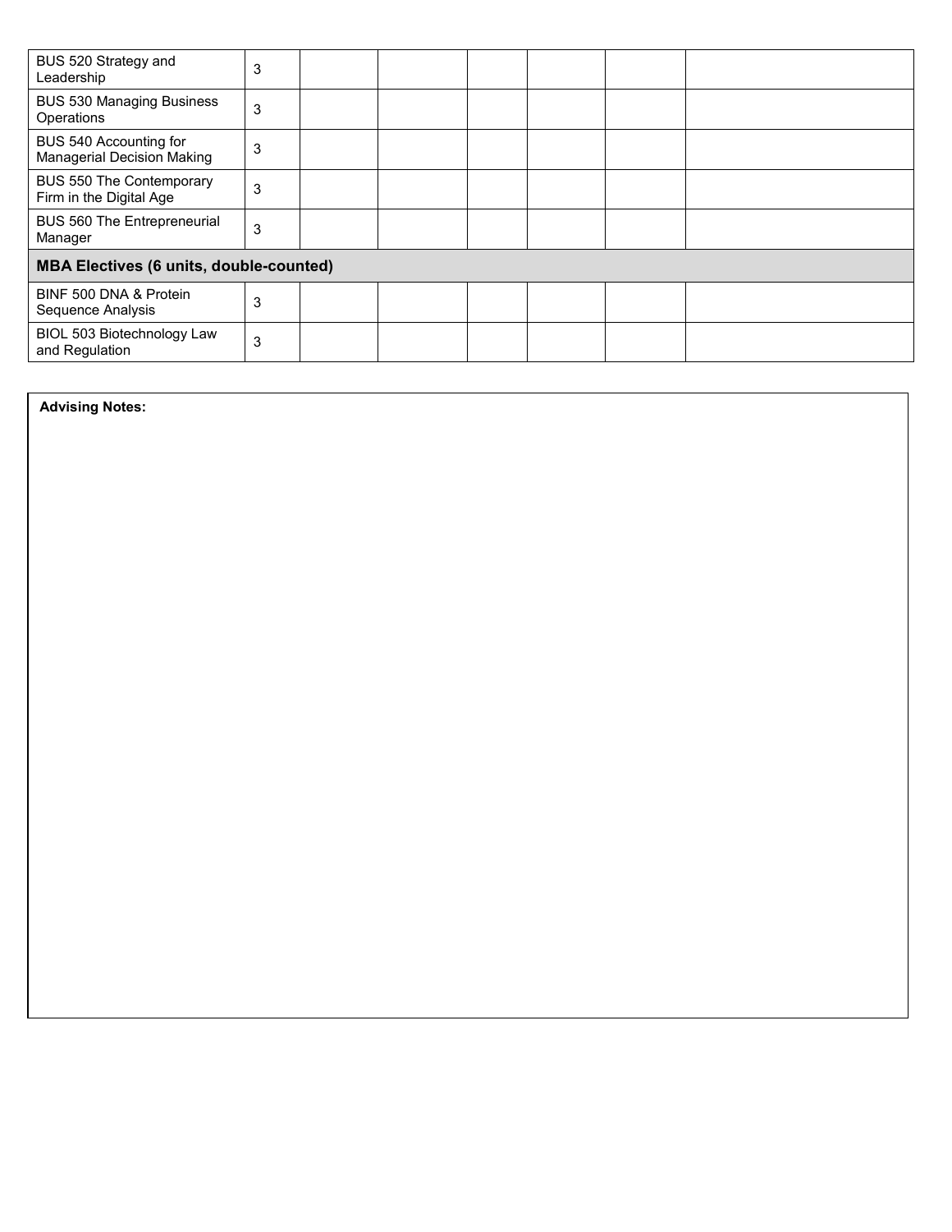| | | | | | | | |
|---|---|---|---|---|---|---|---|
| BUS 520 Strategy and Leadership | 3 | | | | | | |
| BUS 530 Managing Business Operations | 3 | | | | | | |
| BUS 540 Accounting for Managerial Decision Making | 3 | | | | | | |
| BUS 550 The Contemporary Firm in the Digital Age | 3 | | | | | | |
| BUS 560 The Entrepreneurial Manager | 3 | | | | | | |
| **MBA Electives (6 units, double-counted)** | | | | | | | |
| BINF 500 DNA & Protein Sequence Analysis | 3 | | | | | | |
| BIOL 503 Biotechnology Law and Regulation | 3 | | | | | | |

**Advising Notes:**